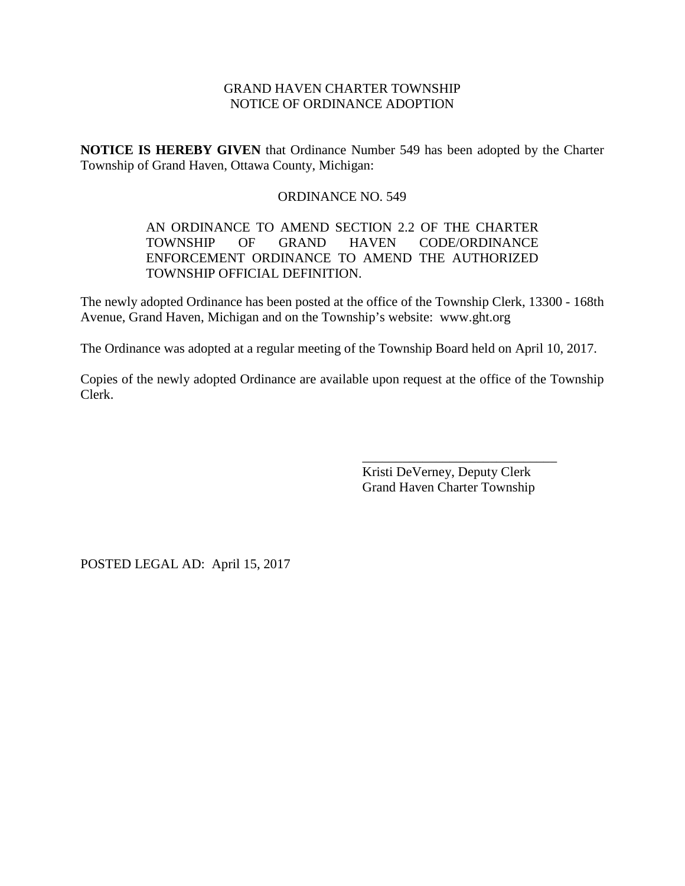# GRAND HAVEN CHARTER TOWNSHIP
## NOTICE OF ORDINANCE ADOPTION

**NOTICE IS HEREBY GIVEN** that Ordinance Number 549 has been adopted by the Charter Township of Grand Haven, Ottawa County, Michigan:

### ORDINANCE NO. 549

AN ORDINANCE TO AMEND SECTION 2.2 OF THE CHARTER TOWNSHIP OF GRAND HAVEN CODE/ORDINANCE ENFORCEMENT ORDINANCE TO AMEND THE AUTHORIZED TOWNSHIP OFFICIAL DEFINITION.

The newly adopted Ordinance has been posted at the office of the Township Clerk, 13300 - 168th Avenue, Grand Haven, Michigan and on the Township's website: www.ght.org

The Ordinance was adopted at a regular meeting of the Township Board held on April 10, 2017.

Copies of the newly adopted Ordinance are available upon request at the office of the Township Clerk.

\_\_\_\_\_\_\_\_\_\_\_\_\_\_\_\_\_\_\_\_\_\_\_\_\_\_\_\_\_\_

Kristi DeVerney, Deputy Clerk
Grand Haven Charter Township

POSTED LEGAL AD: April 15, 2017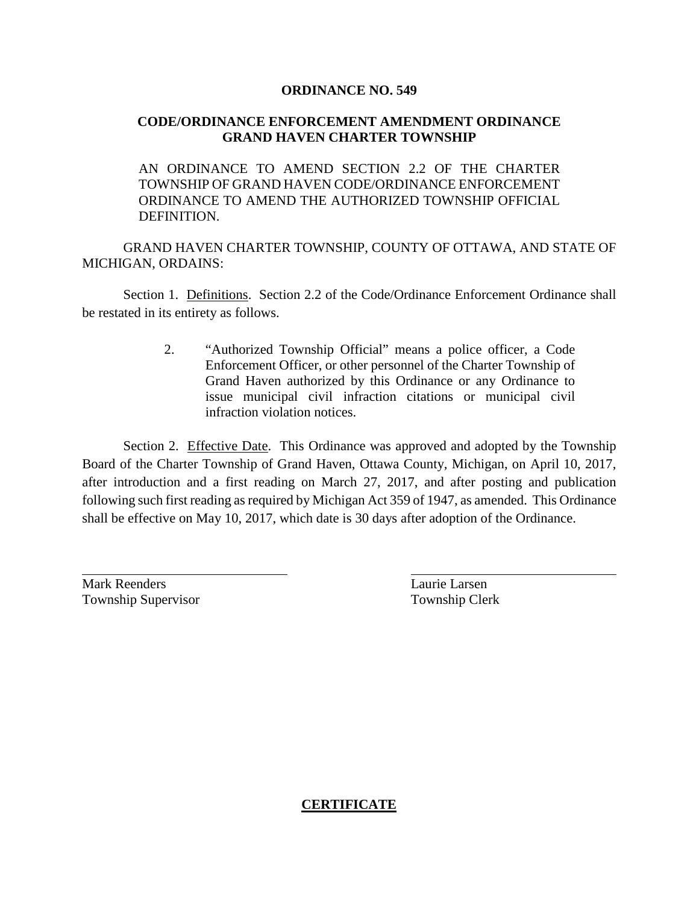**ORDINANCE NO. 549**

**CODE/ORDINANCE ENFORCEMENT AMENDMENT ORDINANCE**
**GRAND HAVEN CHARTER TOWNSHIP**

AN ORDINANCE TO AMEND SECTION 2.2 OF THE CHARTER TOWNSHIP OF GRAND HAVEN CODE/ORDINANCE ENFORCEMENT ORDINANCE TO AMEND THE AUTHORIZED TOWNSHIP OFFICIAL DEFINITION.

GRAND HAVEN CHARTER TOWNSHIP, COUNTY OF OTTAWA, AND STATE OF MICHIGAN, ORDAINS:

Section 1. Definitions. Section 2.2 of the Code/Ordinance Enforcement Ordinance shall be restated in its entirety as follows.

> 2. "Authorized Township Official" means a police officer, a Code Enforcement Officer, or other personnel of the Charter Township of Grand Haven authorized by this Ordinance or any Ordinance to issue municipal civil infraction citations or municipal civil infraction violation notices.

Section 2. Effective Date. This Ordinance was approved and adopted by the Township Board of the Charter Township of Grand Haven, Ottawa County, Michigan, on April 10, 2017, after introduction and a first reading on March 27, 2017, and after posting and publication following such first reading as required by Michigan Act 359 of 1947, as amended. This Ordinance shall be effective on May 10, 2017, which date is 30 days after adoption of the Ordinance.

| | |
|---|---|
| Mark Reenders | Laurie Larsen |
| Township Supervisor | Township Clerk |

**CERTIFICATE**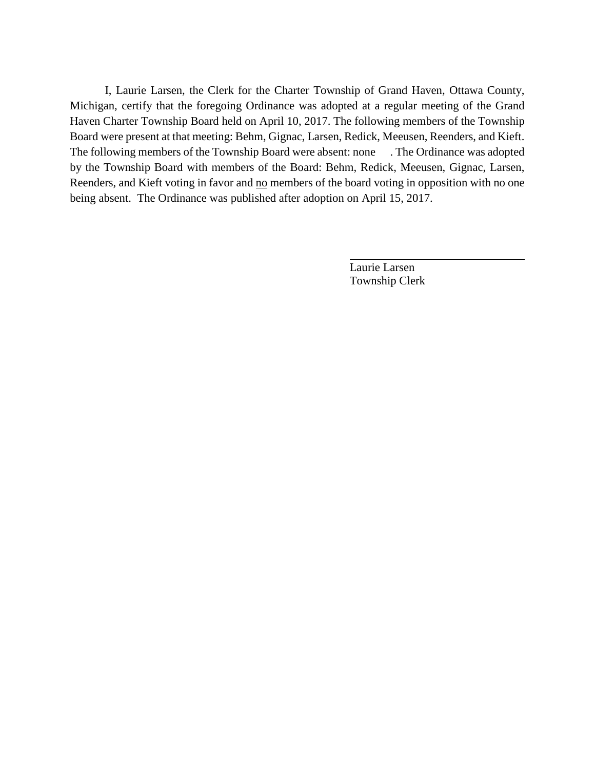I, Laurie Larsen, the Clerk for the Charter Township of Grand Haven, Ottawa County, Michigan, certify that the foregoing Ordinance was adopted at a regular meeting of the Grand Haven Charter Township Board held on April 10, 2017. The following members of the Township Board were present at that meeting: Behm, Gignac, Larsen, Redick, Meeusen, Reenders, and Kieft. The following members of the Township Board were absent: none . The Ordinance was adopted by the Township Board with members of the Board: Behm, Redick, Meeusen, Gignac, Larsen, Reenders, and Kieft voting in favor and no members of the board voting in opposition with no one being absent. The Ordinance was published after adoption on April 15, 2017.

\_\_\_\_\_\_\_\_\_\_\_\_\_\_\_\_\_\_\_\_\_\_\_\_\_\_\_\_\_\_\_\_

Laurie Larsen
Township Clerk